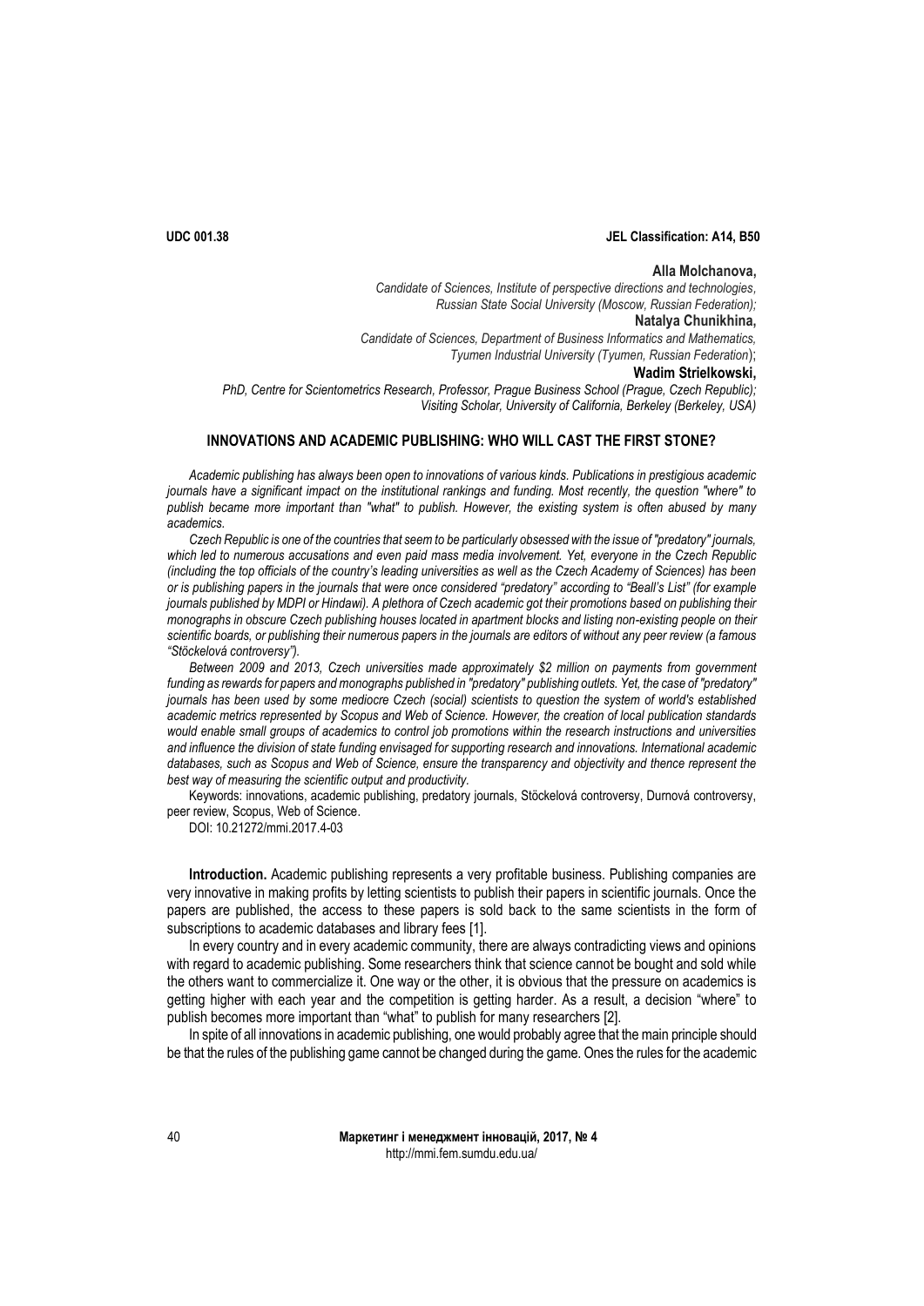UDC 001.38 JEL Classification: A14, B50

**Alla Molchanova,**
*Candidate of Sciences, Institute of perspective directions and technologies, Russian State Social University (Moscow, Russian Federation);*

**Natalya Chunikhina,**
*Candidate of Sciences, Department of Business Informatics and Mathematics, Tyumen Industrial University (Tyumen, Russian Federation)*;

**Wadim Strielkowski,**
*PhD, Centre for Scientometrics Research, Professor, Prague Business School (Prague, Czech Republic); Visiting Scholar, University of California, Berkeley (Berkeley, USA)*

# INNOVATIONS AND ACADEMIC PUBLISHING: WHO WILL CAST THE FIRST STONE?

*Academic publishing has always been open to innovations of various kinds. Publications in prestigious academic journals have a significant impact on the institutional rankings and funding. Most recently, the question "where" to publish became more important than "what" to publish. However, the existing system is often abused by many academics.*

*Czech Republic is one of the countries that seem to be particularly obsessed with the issue of "predatory" journals, which led to numerous accusations and even paid mass media involvement. Yet, everyone in the Czech Republic (including the top officials of the country's leading universities as well as the Czech Academy of Sciences) has been or is publishing papers in the journals that were once considered "predatory" according to "Beall's List" (for example journals published by MDPI or Hindawi). A plethora of Czech academic got their promotions based on publishing their monographs in obscure Czech publishing houses located in apartment blocks and listing non-existing people on their scientific boards, or publishing their numerous papers in the journals are editors of without any peer review (a famous "Stöckelová controversy").*

*Between 2009 and 2013, Czech universities made approximately $2 million on payments from government funding as rewards for papers and monographs published in "predatory" publishing outlets. Yet, the case of "predatory" journals has been used by some mediocre Czech (social) scientists to question the system of world's established academic metrics represented by Scopus and Web of Science. However, the creation of local publication standards would enable small groups of academics to control job promotions within the research instructions and universities and influence the division of state funding envisaged for supporting research and innovations. International academic databases, such as Scopus and Web of Science, ensure the transparency and objectivity and thence represent the best way of measuring the scientific output and productivity.*

Keywords: innovations, academic publishing, predatory journals, Stöckelová controversy, Durnová controversy, peer review, Scopus, Web of Science.

DOI: 10.21272/mmi.2017.4-03

**Introduction.** Academic publishing represents a very profitable business. Publishing companies are very innovative in making profits by letting scientists to publish their papers in scientific journals. Once the papers are published, the access to these papers is sold back to the same scientists in the form of subscriptions to academic databases and library fees [1].

In every country and in every academic community, there are always contradicting views and opinions with regard to academic publishing. Some researchers think that science cannot be bought and sold while the others want to commercialize it. One way or the other, it is obvious that the pressure on academics is getting higher with each year and the competition is getting harder. As a result, a decision "where" to publish becomes more important than "what" to publish for many researchers [2].

In spite of all innovations in academic publishing, one would probably agree that the main principle should be that the rules of the publishing game cannot be changed during the game. Ones the rules for the academic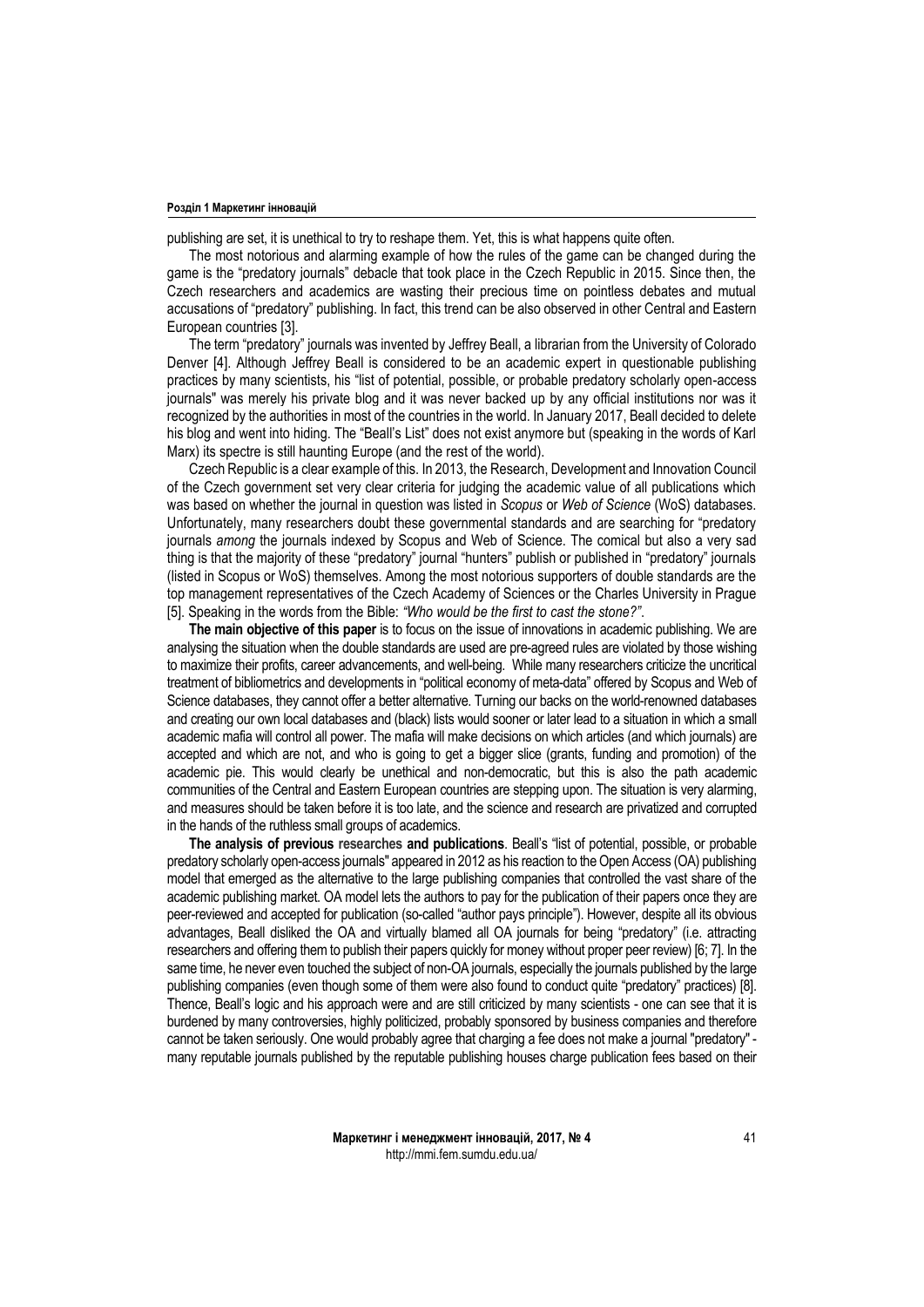publishing are set, it is unethical to try to reshape them. Yet, this is what happens quite often.

The most notorious and alarming example of how the rules of the game can be changed during the game is the "predatory journals" debacle that took place in the Czech Republic in 2015. Since then, the Czech researchers and academics are wasting their precious time on pointless debates and mutual accusations of "predatory" publishing. In fact, this trend can be also observed in other Central and Eastern European countries [3].

The term "predatory" journals was invented by Jeffrey Beall, a librarian from the University of Colorado Denver [4]. Although Jeffrey Beall is considered to be an academic expert in questionable publishing practices by many scientists, his "list of potential, possible, or probable predatory scholarly open-access journals" was merely his private blog and it was never backed up by any official institutions nor was it recognized by the authorities in most of the countries in the world. In January 2017, Beall decided to delete his blog and went into hiding. The "Beall's List" does not exist anymore but (speaking in the words of Karl Marx) its spectre is still haunting Europe (and the rest of the world).

Czech Republic is a clear example of this. In 2013, the Research, Development and Innovation Council of the Czech government set very clear criteria for judging the academic value of all publications which was based on whether the journal in question was listed in *Scopus* or *Web of Science* (WoS) databases. Unfortunately, many researchers doubt these governmental standards and are searching for "predatory journals *among* the journals indexed by Scopus and Web of Science. The comical but also a very sad thing is that the majority of these "predatory" journal "hunters" publish or published in "predatory" journals (listed in Scopus or WoS) themselves. Among the most notorious supporters of double standards are the top management representatives of the Czech Academy of Sciences or the Charles University in Prague [5]. Speaking in the words from the Bible: *"Who would be the first to cast the stone?"*.

**The main objective of this paper** is to focus on the issue of innovations in academic publishing. We are analysing the situation when the double standards are used are pre-agreed rules are violated by those wishing to maximize their profits, career advancements, and well-being. While many researchers criticize the uncritical treatment of bibliometrics and developments in "political economy of meta-data" offered by Scopus and Web of Science databases, they cannot offer a better alternative. Turning our backs on the world-renowned databases and creating our own local databases and (black) lists would sooner or later lead to a situation in which a small academic mafia will control all power. The mafia will make decisions on which articles (and which journals) are accepted and which are not, and who is going to get a bigger slice (grants, funding and promotion) of the academic pie. This would clearly be unethical and non-democratic, but this is also the path academic communities of the Central and Eastern European countries are stepping upon. The situation is very alarming, and measures should be taken before it is too late, and the science and research are privatized and corrupted in the hands of the ruthless small groups of academics.

**The analysis of previous researches and publications**. Beall's "list of potential, possible, or probable predatory scholarly open-access journals" appeared in 2012 as his reaction to the Open Access (OA) publishing model that emerged as the alternative to the large publishing companies that controlled the vast share of the academic publishing market. OA model lets the authors to pay for the publication of their papers once they are peer-reviewed and accepted for publication (so-called "author pays principle"). However, despite all its obvious advantages, Beall disliked the OA and virtually blamed all OA journals for being "predatory" (i.e. attracting researchers and offering them to publish their papers quickly for money without proper peer review) [6; 7]. In the same time, he never even touched the subject of non-OA journals, especially the journals published by the large publishing companies (even though some of them were also found to conduct quite "predatory" practices) [8]. Thence, Beall's logic and his approach were and are still criticized by many scientists - one can see that it is burdened by many controversies, highly politicized, probably sponsored by business companies and therefore cannot be taken seriously. One would probably agree that charging a fee does not make a journal "predatory" - many reputable journals published by the reputable publishing houses charge publication fees based on their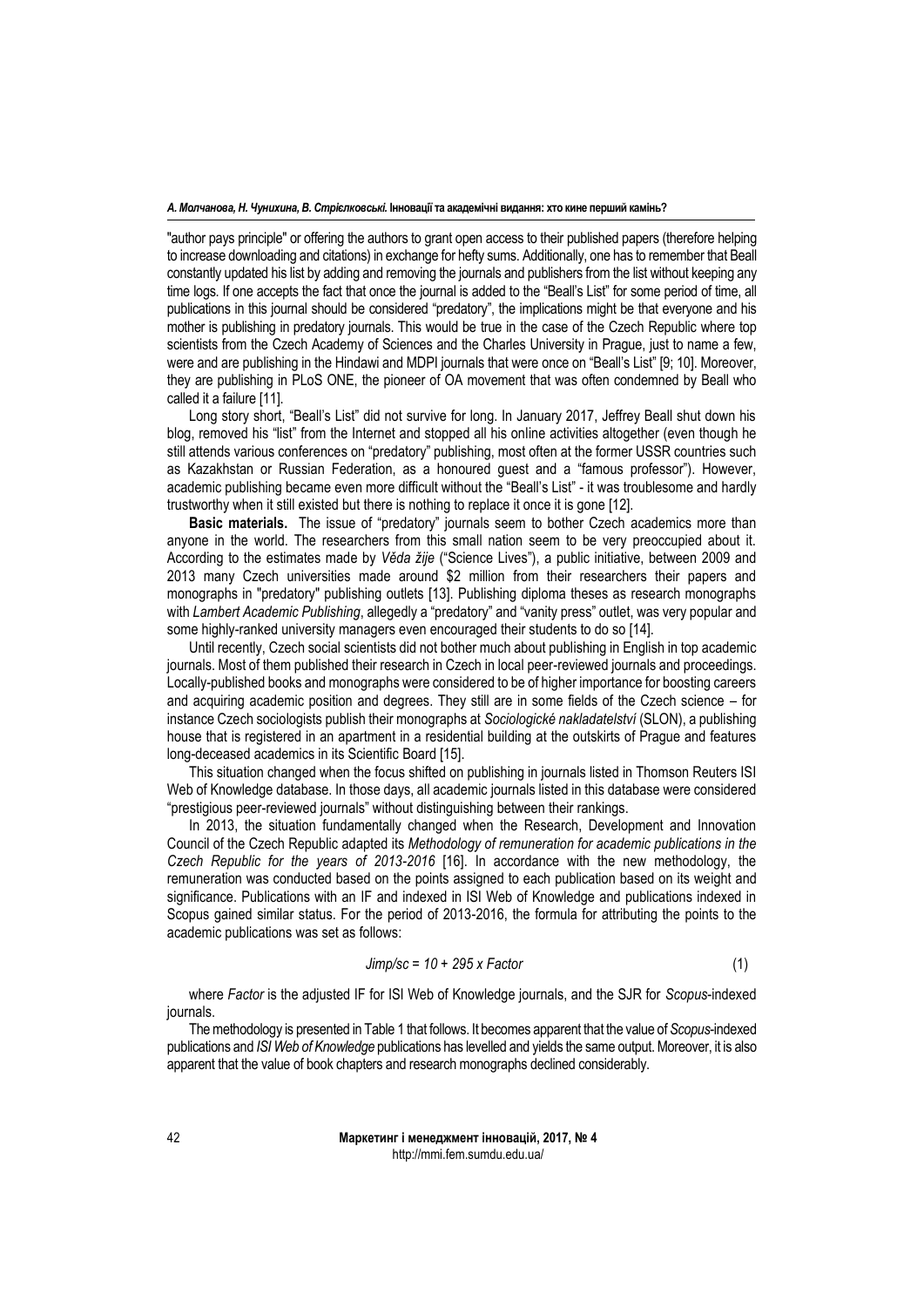"author pays principle" or offering the authors to grant open access to their published papers (therefore helping to increase downloading and citations) in exchange for hefty sums. Additionally, one has to remember that Beall constantly updated his list by adding and removing the journals and publishers from the list without keeping any time logs. If one accepts the fact that once the journal is added to the "Beall's List" for some period of time, all publications in this journal should be considered "predatory", the implications might be that everyone and his mother is publishing in predatory journals. This would be true in the case of the Czech Republic where top scientists from the Czech Academy of Sciences and the Charles University in Prague, just to name a few, were and are publishing in the Hindawi and MDPI journals that were once on "Beall's List" [9; 10]. Moreover, they are publishing in PLoS ONE, the pioneer of OA movement that was often condemned by Beall who called it a failure [11].

Long story short, "Beall's List" did not survive for long. In January 2017, Jeffrey Beall shut down his blog, removed his "list" from the Internet and stopped all his online activities altogether (even though he still attends various conferences on "predatory" publishing, most often at the former USSR countries such as Kazakhstan or Russian Federation, as a honoured guest and a "famous professor"). However, academic publishing became even more difficult without the "Beall's List" - it was troublesome and hardly trustworthy when it still existed but there is nothing to replace it once it is gone [12].

**Basic materials.** The issue of "predatory" journals seem to bother Czech academics more than anyone in the world. The researchers from this small nation seem to be very preoccupied about it. According to the estimates made by *Věda žije* ("Science Lives"), a public initiative, between 2009 and 2013 many Czech universities made around $2 million from their researchers their papers and monographs in "predatory" publishing outlets [13]. Publishing diploma theses as research monographs with *Lambert Academic Publishing*, allegedly a "predatory" and "vanity press" outlet, was very popular and some highly-ranked university managers even encouraged their students to do so [14].

Until recently, Czech social scientists did not bother much about publishing in English in top academic journals. Most of them published their research in Czech in local peer-reviewed journals and proceedings. Locally-published books and monographs were considered to be of higher importance for boosting careers and acquiring academic position and degrees. They still are in some fields of the Czech science – for instance Czech sociologists publish their monographs at *Sociologické nakladatelství* (SLON), a publishing house that is registered in an apartment in a residential building at the outskirts of Prague and features long-deceased academics in its Scientific Board [15].

This situation changed when the focus shifted on publishing in journals listed in Thomson Reuters ISI Web of Knowledge database. In those days, all academic journals listed in this database were considered "prestigious peer-reviewed journals" without distinguishing between their rankings.

In 2013, the situation fundamentally changed when the Research, Development and Innovation Council of the Czech Republic adapted its *Methodology of remuneration for academic publications in the Czech Republic for the years of 2013-2016* [16]. In accordance with the new methodology, the remuneration was conducted based on the points assigned to each publication based on its weight and significance. Publications with an IF and indexed in ISI Web of Knowledge and publications indexed in Scopus gained similar status. For the period of 2013-2016, the formula for attributing the points to the academic publications was set as follows:

$$Jimp/sc = 10 + 295 \times Factor \tag{1}$$

where *Factor* is the adjusted IF for ISI Web of Knowledge journals, and the SJR for *Scopus*-indexed journals.

The methodology is presented in Table 1 that follows. It becomes apparent that the value of *Scopus*-indexed publications and *ISI Web of Knowledge* publications has levelled and yields the same output. Moreover, it is also apparent that the value of book chapters and research monographs declined considerably.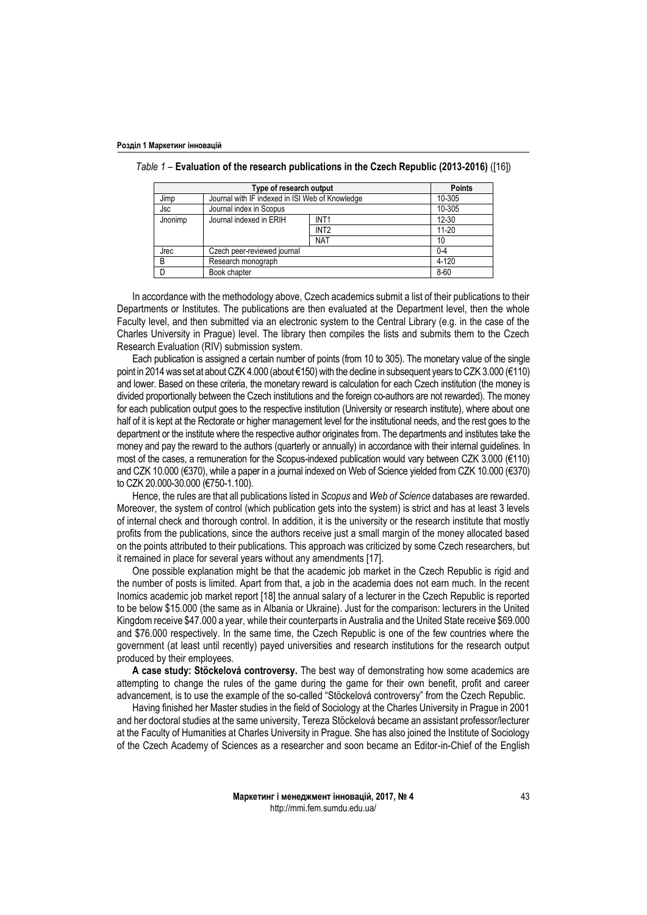*Table 1* – **Evaluation of the research publications in the Czech Republic (2013-2016)** ([16])

| Type of research output | | | Points |
|---|---|---|---|
| Jimp | Journal with IF indexed in ISI Web of Knowledge | | 10-305 |
| Jsc | Journal index in Scopus | | 10-305 |
| Jnonimp | Journal indexed in ERIH | INT1 | 12-30 |
| | | INT2 | 11-20 |
| | | NAT | 10 |
| Jrec | Czech peer-reviewed journal | | 0-4 |
| B | Research monograph | | 4-120 |
| D | Book chapter | | 8-60 |

In accordance with the methodology above, Czech academics submit a list of their publications to their Departments or Institutes. The publications are then evaluated at the Department level, then the whole Faculty level, and then submitted via an electronic system to the Central Library (e.g. in the case of the Charles University in Prague) level. The library then compiles the lists and submits them to the Czech Research Evaluation (RIV) submission system.

Each publication is assigned a certain number of points (from 10 to 305). The monetary value of the single point in 2014 was set at about CZK 4.000 (about €150) with the decline in subsequent years to CZK 3.000 (€110) and lower. Based on these criteria, the monetary reward is calculation for each Czech institution (the money is divided proportionally between the Czech institutions and the foreign co-authors are not rewarded). The money for each publication output goes to the respective institution (University or research institute), where about one half of it is kept at the Rectorate or higher management level for the institutional needs, and the rest goes to the department or the institute where the respective author originates from. The departments and institutes take the money and pay the reward to the authors (quarterly or annually) in accordance with their internal guidelines. In most of the cases, a remuneration for the Scopus-indexed publication would vary between CZK 3.000 (€110) and CZK 10.000 (€370), while a paper in a journal indexed on Web of Science yielded from CZK 10.000 (€370) to CZK 20.000-30.000 (€750-1.100).

Hence, the rules are that all publications listed in *Scopus* and *Web of Science* databases are rewarded. Moreover, the system of control (which publication gets into the system) is strict and has at least 3 levels of internal check and thorough control. In addition, it is the university or the research institute that mostly profits from the publications, since the authors receive just a small margin of the money allocated based on the points attributed to their publications. This approach was criticized by some Czech researchers, but it remained in place for several years without any amendments [17].

One possible explanation might be that the academic job market in the Czech Republic is rigid and the number of posts is limited. Apart from that, a job in the academia does not earn much. In the recent Inomics academic job market report [18] the annual salary of a lecturer in the Czech Republic is reported to be below $15.000 (the same as in Albania or Ukraine). Just for the comparison: lecturers in the United Kingdom receive $47.000 a year, while their counterparts in Australia and the United State receive $69.000 and $76.000 respectively. In the same time, the Czech Republic is one of the few countries where the government (at least until recently) payed universities and research institutions for the research output produced by their employees.

**A case study: Stöckelová controversy.** The best way of demonstrating how some academics are attempting to change the rules of the game during the game for their own benefit, profit and career advancement, is to use the example of the so-called "Stöckelová controversy" from the Czech Republic.

Having finished her Master studies in the field of Sociology at the Charles University in Prague in 2001 and her doctoral studies at the same university, Tereza Stöckelová became an assistant professor/lecturer at the Faculty of Humanities at Charles University in Prague. She has also joined the Institute of Sociology of the Czech Academy of Sciences as a researcher and soon became an Editor-in-Chief of the English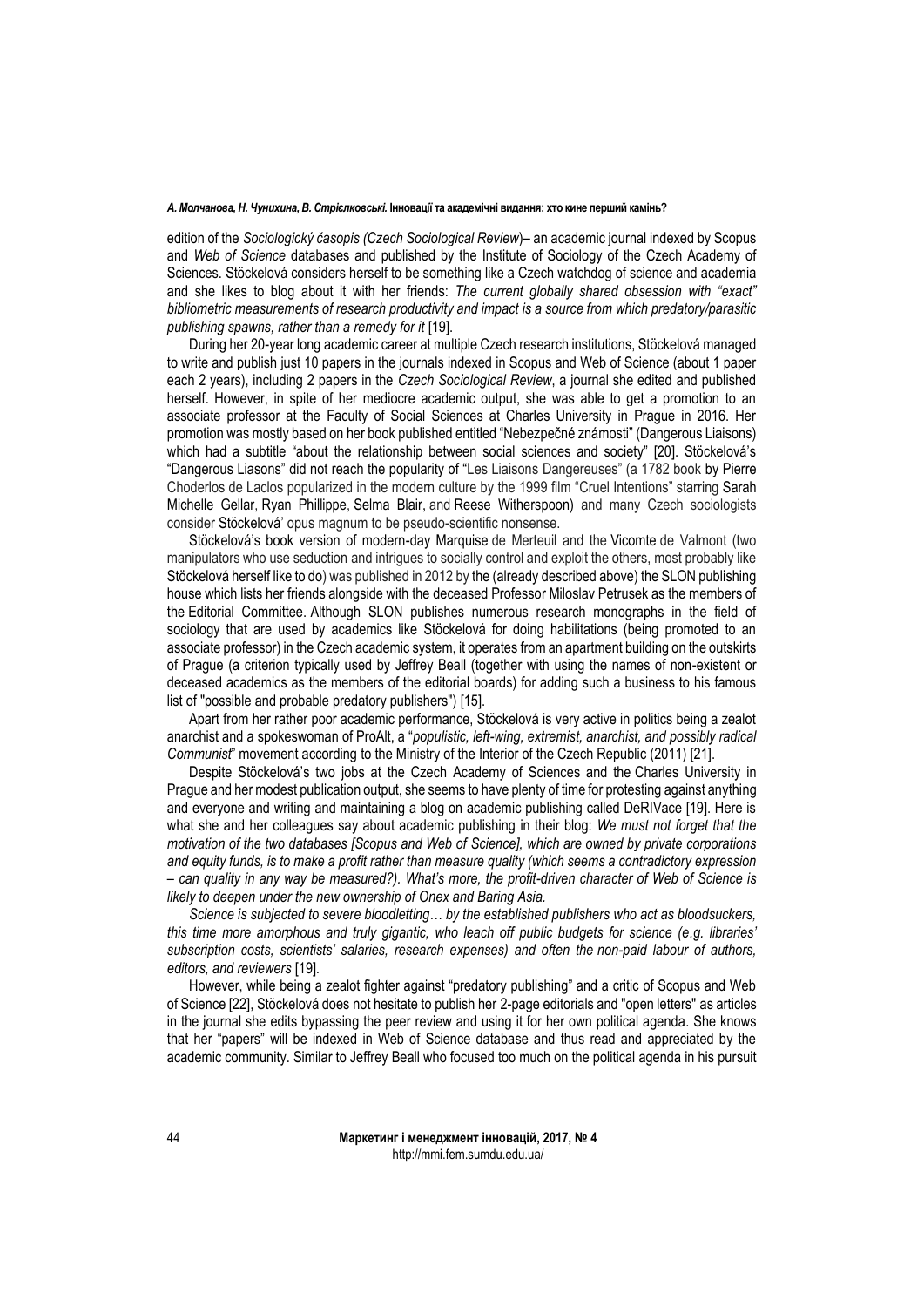edition of the *Sociologický časopis (Czech Sociological Review*)– an academic journal indexed by Scopus and *Web of Science* databases and published by the Institute of Sociology of the Czech Academy of Sciences. Stöckelová considers herself to be something like a Czech watchdog of science and academia and she likes to blog about it with her friends: *The current globally shared obsession with "exact" bibliometric measurements of research productivity and impact is a source from which predatory/parasitic publishing spawns, rather than a remedy for it* [19].

During her 20-year long academic career at multiple Czech research institutions, Stöckelová managed to write and publish just 10 papers in the journals indexed in Scopus and Web of Science (about 1 paper each 2 years), including 2 papers in the *Czech Sociological Review*, a journal she edited and published herself. However, in spite of her mediocre academic output, she was able to get a promotion to an associate professor at the Faculty of Social Sciences at Charles University in Prague in 2016. Her promotion was mostly based on her book published entitled "Nebezpečné známosti" (Dangerous Liaisons) which had a subtitle "about the relationship between social sciences and society" [20]. Stöckelová's "Dangerous Liasons" did not reach the popularity of "Les Liaisons Dangereuses" (a 1782 book by Pierre Choderlos de Laclos popularized in the modern culture by the 1999 film "Cruel Intentions" starring Sarah Michelle Gellar, Ryan Phillippe, Selma Blair, and Reese Witherspoon) and many Czech sociologists consider Stöckelová' opus magnum to be pseudo-scientific nonsense.

Stöckelová's book version of modern-day Marquise de Merteuil and the Vicomte de Valmont (two manipulators who use seduction and intrigues to socially control and exploit the others, most probably like Stöckelová herself like to do) was published in 2012 by the (already described above) the SLON publishing house which lists her friends alongside with the deceased Professor Miloslav Petrusek as the members of the Editorial Committee. Although SLON publishes numerous research monographs in the field of sociology that are used by academics like Stöckelová for doing habilitations (being promoted to an associate professor) in the Czech academic system, it operates from an apartment building on the outskirts of Prague (a criterion typically used by Jeffrey Beall (together with using the names of non-existent or deceased academics as the members of the editorial boards) for adding such a business to his famous list of "possible and probable predatory publishers") [15].

Apart from her rather poor academic performance, Stöckelová is very active in politics being a zealot anarchist and a spokeswoman of ProAlt, a "*populistic, left-wing, extremist, anarchist, and possibly radical Communist*" movement according to the Ministry of the Interior of the Czech Republic (2011) [21].

Despite Stöckelová's two jobs at the Czech Academy of Sciences and the Charles University in Prague and her modest publication output, she seems to have plenty of time for protesting against anything and everyone and writing and maintaining a blog on academic publishing called DeRIVace [19]. Here is what she and her colleagues say about academic publishing in their blog: *We must not forget that the motivation of the two databases [Scopus and Web of Science], which are owned by private corporations and equity funds, is to make a profit rather than measure quality (which seems a contradictory expression – can quality in any way be measured?). What's more, the profit-driven character of Web of Science is likely to deepen under the new ownership of Onex and Baring Asia.*

*Science is subjected to severe bloodletting… by the established publishers who act as bloodsuckers, this time more amorphous and truly gigantic, who leach off public budgets for science (e.g. libraries' subscription costs, scientists' salaries, research expenses) and often the non-paid labour of authors, editors, and reviewers* [19].

However, while being a zealot fighter against "predatory publishing" and a critic of Scopus and Web of Science [22], Stöckelová does not hesitate to publish her 2-page editorials and "open letters" as articles in the journal she edits bypassing the peer review and using it for her own political agenda. She knows that her "papers" will be indexed in Web of Science database and thus read and appreciated by the academic community. Similar to Jeffrey Beall who focused too much on the political agenda in his pursuit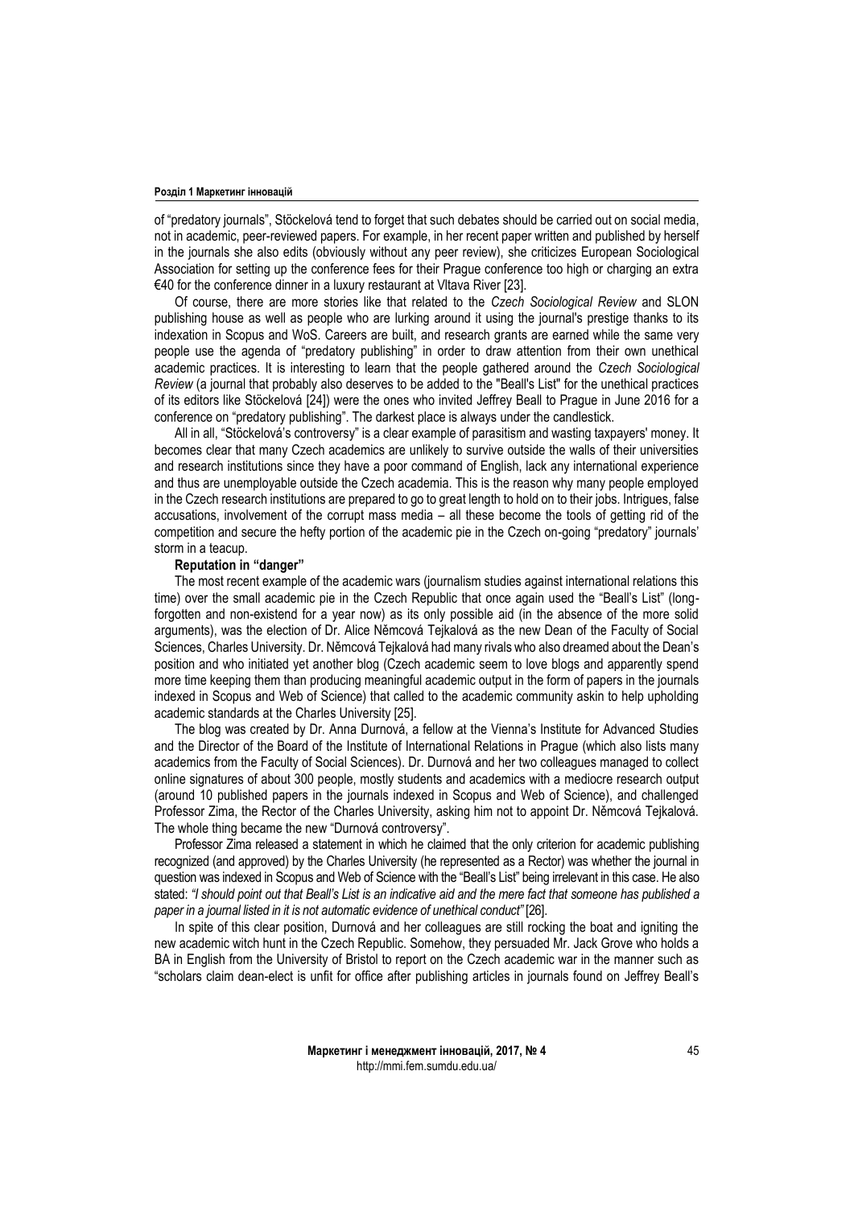of "predatory journals", Stöckelová tend to forget that such debates should be carried out on social media, not in academic, peer-reviewed papers. For example, in her recent paper written and published by herself in the journals she also edits (obviously without any peer review), she criticizes European Sociological Association for setting up the conference fees for their Prague conference too high or charging an extra €40 for the conference dinner in a luxury restaurant at Vltava River [23].

Of course, there are more stories like that related to the *Czech Sociological Review* and SLON publishing house as well as people who are lurking around it using the journal's prestige thanks to its indexation in Scopus and WoS. Careers are built, and research grants are earned while the same very people use the agenda of "predatory publishing" in order to draw attention from their own unethical academic practices. It is interesting to learn that the people gathered around the *Czech Sociological Review* (a journal that probably also deserves to be added to the "Beall's List" for the unethical practices of its editors like Stöckelová [24]) were the ones who invited Jeffrey Beall to Prague in June 2016 for a conference on "predatory publishing". The darkest place is always under the candlestick.

All in all, "Stöckelová's controversy" is a clear example of parasitism and wasting taxpayers' money. It becomes clear that many Czech academics are unlikely to survive outside the walls of their universities and research institutions since they have a poor command of English, lack any international experience and thus are unemployable outside the Czech academia. This is the reason why many people employed in the Czech research institutions are prepared to go to great length to hold on to their jobs. Intrigues, false accusations, involvement of the corrupt mass media – all these become the tools of getting rid of the competition and secure the hefty portion of the academic pie in the Czech on-going "predatory" journals' storm in a teacup.

**Reputation in "danger"**

The most recent example of the academic wars (journalism studies against international relations this time) over the small academic pie in the Czech Republic that once again used the "Beall's List" (long-forgotten and non-existend for a year now) as its only possible aid (in the absence of the more solid arguments), was the election of Dr. Alice Němcová Tejkalová as the new Dean of the Faculty of Social Sciences, Charles University. Dr. Němcová Tejkalová had many rivals who also dreamed about the Dean's position and who initiated yet another blog (Czech academic seem to love blogs and apparently spend more time keeping them than producing meaningful academic output in the form of papers in the journals indexed in Scopus and Web of Science) that called to the academic community askin to help upholding academic standards at the Charles University [25].

The blog was created by Dr. Anna Durnová, a fellow at the Vienna's Institute for Advanced Studies and the Director of the Board of the Institute of International Relations in Prague (which also lists many academics from the Faculty of Social Sciences). Dr. Durnová and her two colleagues managed to collect online signatures of about 300 people, mostly students and academics with a mediocre research output (around 10 published papers in the journals indexed in Scopus and Web of Science), and challenged Professor Zima, the Rector of the Charles University, asking him not to appoint Dr. Němcová Tejkalová. The whole thing became the new "Durnová controversy".

Professor Zima released a statement in which he claimed that the only criterion for academic publishing recognized (and approved) by the Charles University (he represented as a Rector) was whether the journal in question was indexed in Scopus and Web of Science with the "Beall's List" being irrelevant in this case. He also stated: *"I should point out that Beall's List is an indicative aid and the mere fact that someone has published a paper in a journal listed in it is not automatic evidence of unethical conduct"* [26].

In spite of this clear position, Durnová and her colleagues are still rocking the boat and igniting the new academic witch hunt in the Czech Republic. Somehow, they persuaded Mr. Jack Grove who holds a BA in English from the University of Bristol to report on the Czech academic war in the manner such as "scholars claim dean-elect is unfit for office after publishing articles in journals found on Jeffrey Beall's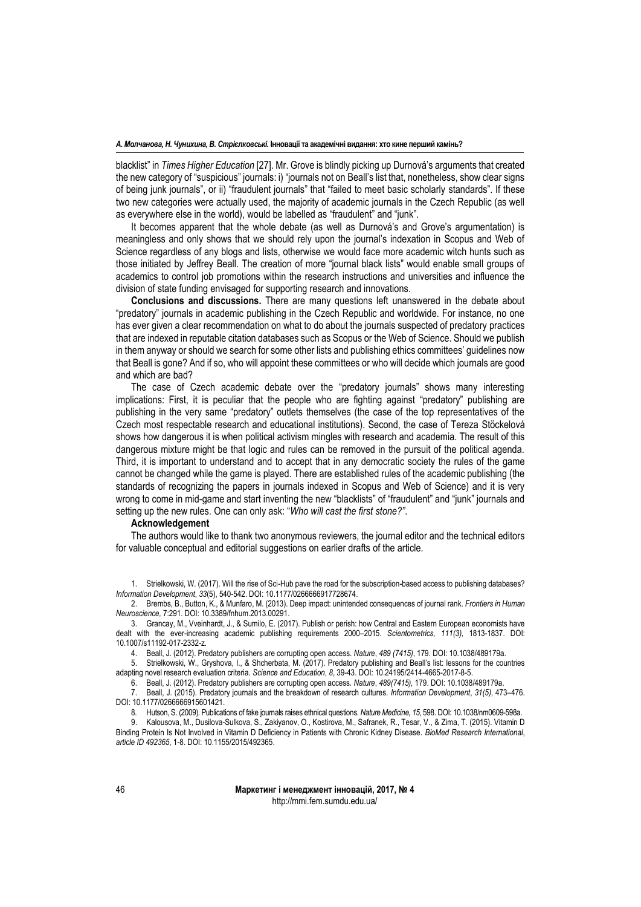blacklist" in *Times Higher Education* [27]. Mr. Grove is blindly picking up Durnová's arguments that created the new category of "suspicious" journals: i) "journals not on Beall's list that, nonetheless, show clear signs of being junk journals", or ii) "fraudulent journals" that "failed to meet basic scholarly standards". If these two new categories were actually used, the majority of academic journals in the Czech Republic (as well as everywhere else in the world), would be labelled as "fraudulent" and "junk".

It becomes apparent that the whole debate (as well as Durnová's and Grove's argumentation) is meaningless and only shows that we should rely upon the journal's indexation in Scopus and Web of Science regardless of any blogs and lists, otherwise we would face more academic witch hunts such as those initiated by Jeffrey Beall. The creation of more "journal black lists" would enable small groups of academics to control job promotions within the research instructions and universities and influence the division of state funding envisaged for supporting research and innovations.

**Conclusions and discussions.** There are many questions left unanswered in the debate about "predatory" journals in academic publishing in the Czech Republic and worldwide. For instance, no one has ever given a clear recommendation on what to do about the journals suspected of predatory practices that are indexed in reputable citation databases such as Scopus or the Web of Science. Should we publish in them anyway or should we search for some other lists and publishing ethics committees' guidelines now that Beall is gone? And if so, who will appoint these committees or who will decide which journals are good and which are bad?

The case of Czech academic debate over the "predatory journals" shows many interesting implications: First, it is peculiar that the people who are fighting against "predatory" publishing are publishing in the very same "predatory" outlets themselves (the case of the top representatives of the Czech most respectable research and educational institutions). Second, the case of Tereza Stöckelová shows how dangerous it is when political activism mingles with research and academia. The result of this dangerous mixture might be that logic and rules can be removed in the pursuit of the political agenda. Third, it is important to understand and to accept that in any democratic society the rules of the game cannot be changed while the game is played. There are established rules of the academic publishing (the standards of recognizing the papers in journals indexed in Scopus and Web of Science) and it is very wrong to come in mid-game and start inventing the new "blacklists" of "fraudulent" and "junk" journals and setting up the new rules. One can only ask: "*Who will cast the first stone?"*.

**Acknowledgement**

The authors would like to thank two anonymous reviewers, the journal editor and the technical editors for valuable conceptual and editorial suggestions on earlier drafts of the article.

1. Strielkowski, W. (2017). Will the rise of Sci-Hub pave the road for the subscription-based access to publishing databases? *Information Development*, *33*(5), 540-542. DOI: 10.1177/0266666917728674.
2. Brembs, B., Button, K., & Munfaro, M. (2013). Deep impact: unintended consequences of journal rank. *Frontiers in Human Neuroscience,* 7:291. DOI: 10.3389/fnhum.2013.00291.
3. Grancay, M., Vveinhardt, J., & Sumilo, E. (2017). Publish or perish: how Central and Eastern European economists have dealt with the ever-increasing academic publishing requirements 2000–2015. *Scientometrics, 111(3),* 1813-1837. DOI: 10.1007/s11192-017-2332-z.
4. Beall, J. (2012). Predatory publishers are corrupting open access. *Nature*, *489 (7415)*, 179. DOI: 10.1038/489179a.
5. Strielkowski, W., Gryshova, I., & Shcherbata, M. (2017). Predatory publishing and Beall's list: lessons for the countries adapting novel research evaluation criteria. *Science and Education*, *8*, 39-43. DOI: 10.24195/2414-4665-2017-8-5.
6. Beall, J. (2012). Predatory publishers are corrupting open access. *Nature*, *489(7415),* 179. DOI: 10.1038/489179a.
7. Beall, J. (2015). Predatory journals and the breakdown of research cultures. *Information Development*, *31(5)*, 473–476. DOI: 10.1177/0266666915601421.
8. Hutson, S. (2009). Publications of fake journals raises ethnical questions. *Nature Medicine, 15*, 598. DOI: 10.1038/nm0609-598a.
9. Kalousova, M., Dusilova-Sulkova, S., Zakiyanov, O., Kostirova, M., Safranek, R., Tesar, V., & Zima, T. (2015). Vitamin D Binding Protein Is Not Involved in Vitamin D Deficiency in Patients with Chronic Kidney Disease. *BioMed Research International*, *article ID 492365*, 1-8. DOI: 10.1155/2015/492365.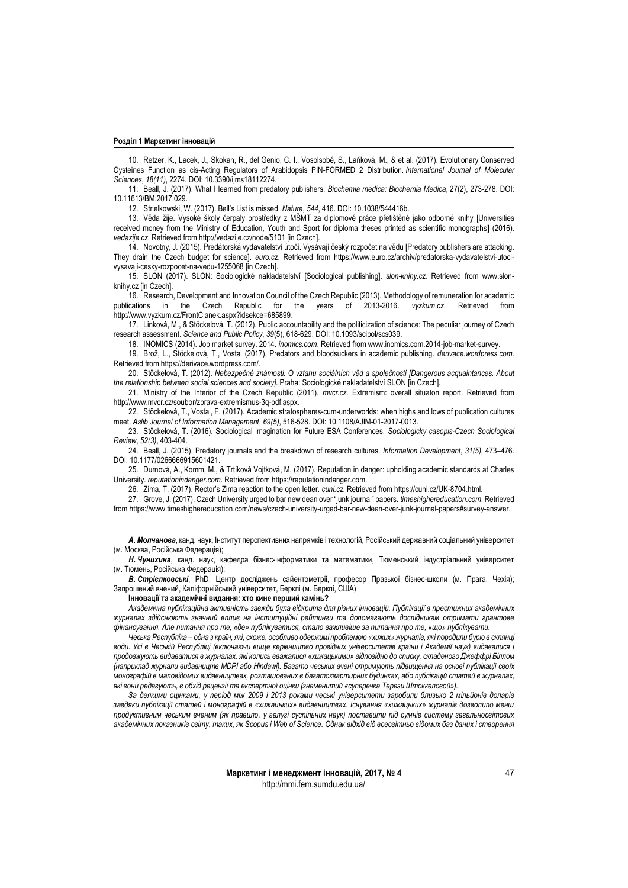10. Retzer, K., Lacek, J., Skokan, R., del Genio, C. I., Vosolsobě, S., Laňková, M., & et al. (2017). Evolutionary Conserved Cysteines Function as cis-Acting Regulators of Arabidopsis PIN-FORMED 2 Distribution. *International Journal of Molecular Sciences*, *18(11)*, 2274. DOI: 10.3390/ijms18112274.

11. Beall, J. (2017). What I learned from predatory publishers, *Biochemia medica: Biochemia Medica*, 27(2), 273-278. DOI: 10.11613/BM.2017.029.

12. Strielkowski, W. (2017). Bell's List is missed. *Nature*, *544*, 416. DOI: 10.1038/544416b.

13. Věda žije. Vysoké školy čerpaly prostředky z MŠMT za diplomové práce přetištěné jako odborné knihy [Universities received money from the Ministry of Education, Youth and Sport for diploma theses printed as scientific monographs] (2016). *vedazije.cz*. Retrieved from http://vedazije.cz/node/5101 [in Czech].

14. Novotny, J. (2015). Predátorská vydavatelství útočí. Vysávají český rozpočet na vědu [Predatory publishers are attacking. They drain the Czech budget for science]. *euro.cz*. Retrieved from https://www.euro.cz/archiv/predatorska-vydavatelstvi-utoci-vysavaji-cesky-rozpocet-na-vedu-1255068 [in Czech].

15. SLON (2017). SLON: Sociologické nakladatelství [Sociological publishing]. *slon-knihy.cz*. Retrieved from www.slon-knihy.cz [in Czech].

16. Research, Development and Innovation Council of the Czech Republic (2013). Methodology of remuneration for academic publications in the Czech Republic for the years of 2013-2016. *vyzkum.cz*. Retrieved from http://www.vyzkum.cz/FrontClanek.aspx?idsekce=685899.

17. Linková, M., & Stöckelová, T. (2012). Public accountability and the politicization of science: The peculiar journey of Czech research assessment. *Science and Public Policy*, *39*(5), 618-629. DOI: 10.1093/scipol/scs039.

18. INOMICS (2014). Job market survey. 2014. *inomics.com*. Retrieved from www.inomics.com.2014-job-market-survey.

19. Brož, L., Stöckelová, T., Vostal (2017). Predators and bloodsuckers in academic publishing. *derivace.wordpress.com*. Retrieved from https://derivace.wordpress.com/.

20. Stöckelová, T. (2012). *Nebezpečné známosti. O vztahu sociálních věd a společnosti [Dangerous acquaintances. About the relationship between social sciences and society]*. Praha: Sociologické nakladatelství SLON [in Czech].

21. Ministry of the Interior of the Czech Republic (2011). *mvcr.cz*. Extremism: overall situaton report. Retrieved from http://www.mvcr.cz/soubor/zprava-extremismus-3q-pdf.aspx.

22. Stöckelová, T., Vostal, F. (2017). Academic stratospheres-cum-underworlds: when highs and lows of publication cultures meet. *Aslib Journal of Information Management*, *69(5)*, 516-528. DOI: 10.1108/AJIM-01-2017-0013.

23. Stöckelová, T. (2016). Sociological imagination for Future ESA Conferences. *Sociologicky casopis-Czech Sociological Review*, *52(3)*, 403-404.

24. Beall, J. (2015). Predatory journals and the breakdown of research cultures. *Information Development*, *31(5)*, 473–476. DOI: 10.1177/0266666915601421.

25. Durnová, A., Komm, M., & Trtíková Vojtková, M. (2017). Reputation in danger: upholding academic standards at Charles University. *reputationindanger.com*. Retrieved from https://reputationindanger.com.

26. Zima, T. (2017). Rector's Zima reaction to the open letter. *cuni.cz*. Retrieved from https://cuni.cz/UK-8704.html.

27. Grove, J. (2017). Czech University urged to bar new dean over "junk journal" papers. *timeshighereducation.com*. Retrieved from https://www.timeshighereducation.com/news/czech-university-urged-bar-new-dean-over-junk-journal-papers#survey-answer.

***А. Молчанова***, канд. наук, Інститут перспективних напрямків і технологій, Російський державний соціальний університет (м. Москва, Російська Федерація);

***Н. Чунихина***, канд. наук, кафедра бізнес-інформатики та математики, Тюменський індустріальний університет (м. Тюмень, Російська Федерація);

***В. Стрієлковські***, PhD, Центр досліджень сайентометрії, професор Празької бізнес-школи (м. Прага, Чехія); Запрошений вчений, Каліфорнійський університет, Берклі (м. Берклі, США)

**Інновації та академічні видання: хто кине перший камінь?**

*Академічна публікаційна активність завжди була відкрита для різних інновацій. Публікації в престижних академічних журналах здійснюють значний вплив на інституційні рейтинги та допомагають дослідникам отримати грантове фінансування. Але питання про те, «де» публікуватися, стало важливіше за питання про те, «що» публікувати.*

*Чеська Республіка – одна з країн, які, схоже, особливо одержимі проблемою «хижих» журналів, які породили бурю в склянці води. Усі в Чеській Республіці (включаючи вище керівництво провідних університетів країни і Академії наук) видавалися і продовжують видаватися в журналах, які колись вважалися «хижацькими» відповідно до списку, складеного Джеффрі Біллом (наприклад журнали видавництв MDPI або Hindawi). Багато чеських вчені отримують підвищення на основі публікацій своїх монографій в маловідомих видавництвах, розташованих в багатоквартирних будинках, або публікацій статей в журналах, які вони редагують, в обхід рецензії та експертної оцінки (знаменитий «суперечка Терези Штоккелової»).*

*За деякими оцінками, у період між 2009 і 2013 роками чеські університети заробили близько 2 мільйонів доларів завдяки публікації статей і монографій в «хижацьких» видавництвах. Існування «хижацьких» журналів дозволило менш продуктивним чеським вченим (як правило, у галузі суспільних наук) поставити під сумнів систему загальносвітових академічних показників світу, таких, як Scopus і Web of Science. Однак відхід від всесвітньо відомих баз даних і створення*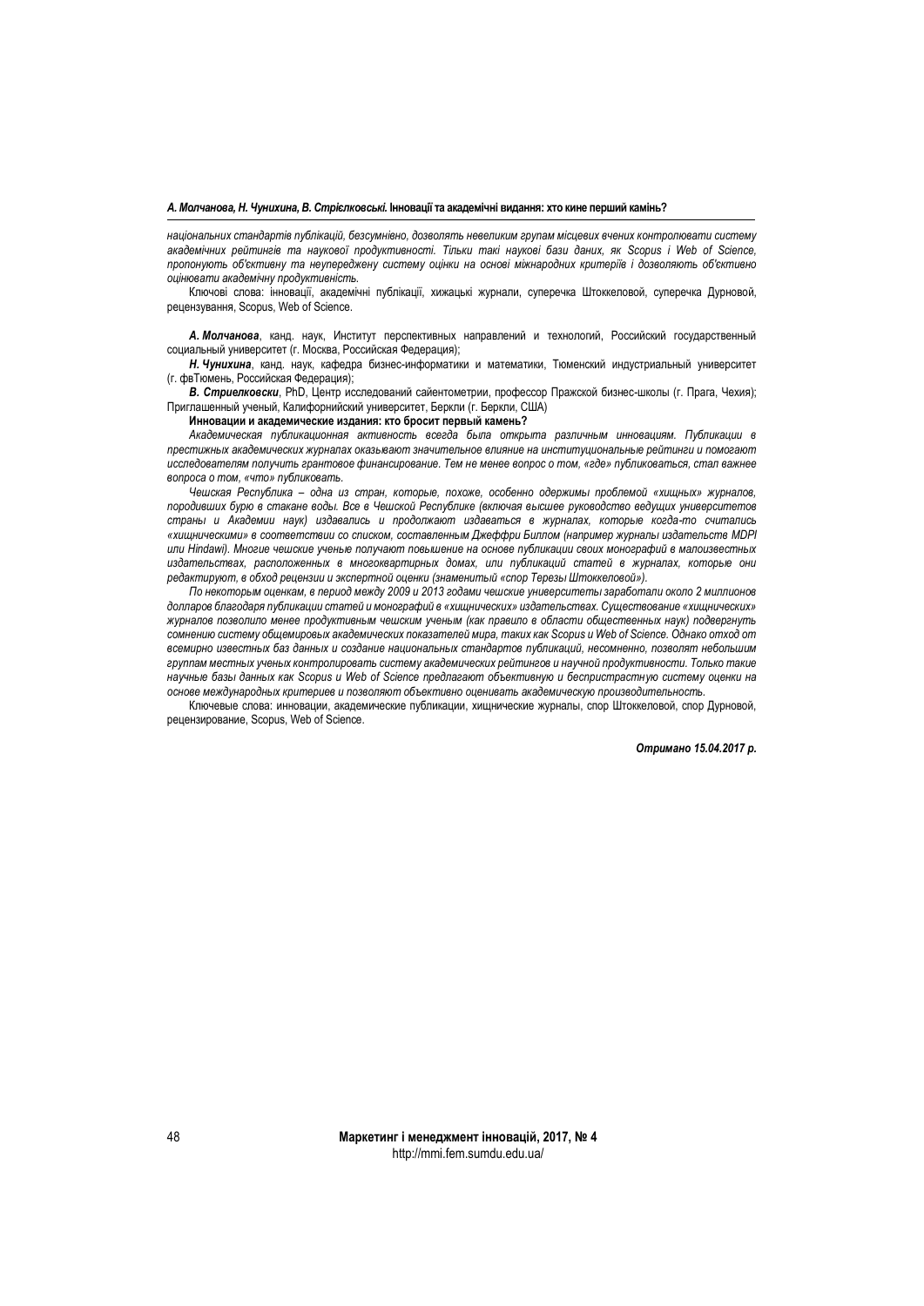*національних стандартів публікацій, безсумнівно, дозволять невеликим групам місцевих вчених контролювати систему академічних рейтингів та наукової продуктивності. Тільки такі наукові бази даних, як Scopus і Web of Science, пропонують об'єктивну та неупереджену систему оцінки на основі міжнародних критеріїв і дозволяють об'єктивно оцінювати академічну продуктивність.*

Ключові слова: інновації, академічні публікації, хижацькі журнали, суперечка Штоккеловой, суперечка Дурновой, рецензування, Scopus, Web of Science.

***А. Молчанова***, канд. наук, Институт перспективных направлений и технологий, Российский государственный социальный университет (г. Москва, Российская Федерация);

***Н. Чунихина***, канд. наук, кафедра бизнес-информатики и математики, Тюменский индустриальный университет (г. фвТюмень, Российская Федерация);

***В. Стриелковски***, PhD, Центр исследований сайентометрии, профессор Пражской бизнес-школы (г. Прага, Чехия); Приглашенный ученый, Калифорнийский университет, Беркли (г. Беркли, США)

**Инновации и академические издания: кто бросит первый камень?**

*Академическая публикационная активность всегда была открыта различным инновациям. Публикации в престижных академических журналах оказывают значительное влияние на институциональные рейтинги и помогают исследователям получить грантовое финансирование. Тем не менее вопрос о том, «где» публиковаться, стал важнее вопроса о том, «что» публиковать.*

*Чешская Республика – одна из стран, которые, похоже, особенно одержимы проблемой «хищных» журналов, породивших бурю в стакане воды. Все в Чешской Республике (включая высшее руководство ведущих университетов страны и Академии наук) издавались и продолжают издаваться в журналах, которые когда-то считались «хищническими» в соответствии со списком, составленным Джеффри Биллом (например журналы издательстве MDPI или Hindawi). Многие чешские ученые получают повышение на основе публикации своих монографий в малоизвестных издательствах, расположенных в многоквартирных домах, или публикаций статей в журналах, которые они редактируют, в обход рецензии и экспертной оценки (знаменитый «спор Терезы Штоккеловой»).*

*По некоторым оценкам, в период между 2009 и 2013 годами чешские университеты заработали около 2 миллионов долларов благодаря публикации статей и монографий в «хищнических» издательствах. Существование «хищнических» журналов позволило менее продуктивным чешским ученым (как правило в области общественных наук) подвергнуть сомнению систему общемировых академических показателей мира, таких как Scopus и Web of Science. Однако отход от всемирно известных баз данных и создание национальных стандартов публикаций, несомненно, позволят небольшим группам местных ученых контролировать систему академических рейтингов и научной продуктивности. Только такие научные базы данных как Scopus и Web of Science предлагают объективную и беспристрастную систему оценки на основе международных критериев и позволяют объективно оценивать академическую производительность.*

Ключевые слова: инновации, академические публикации, хищнические журналы, спор Штоккеловой, спор Дурновой, рецензирование, Scopus, Web of Science.

***Отримано 15.04.2017 р.***